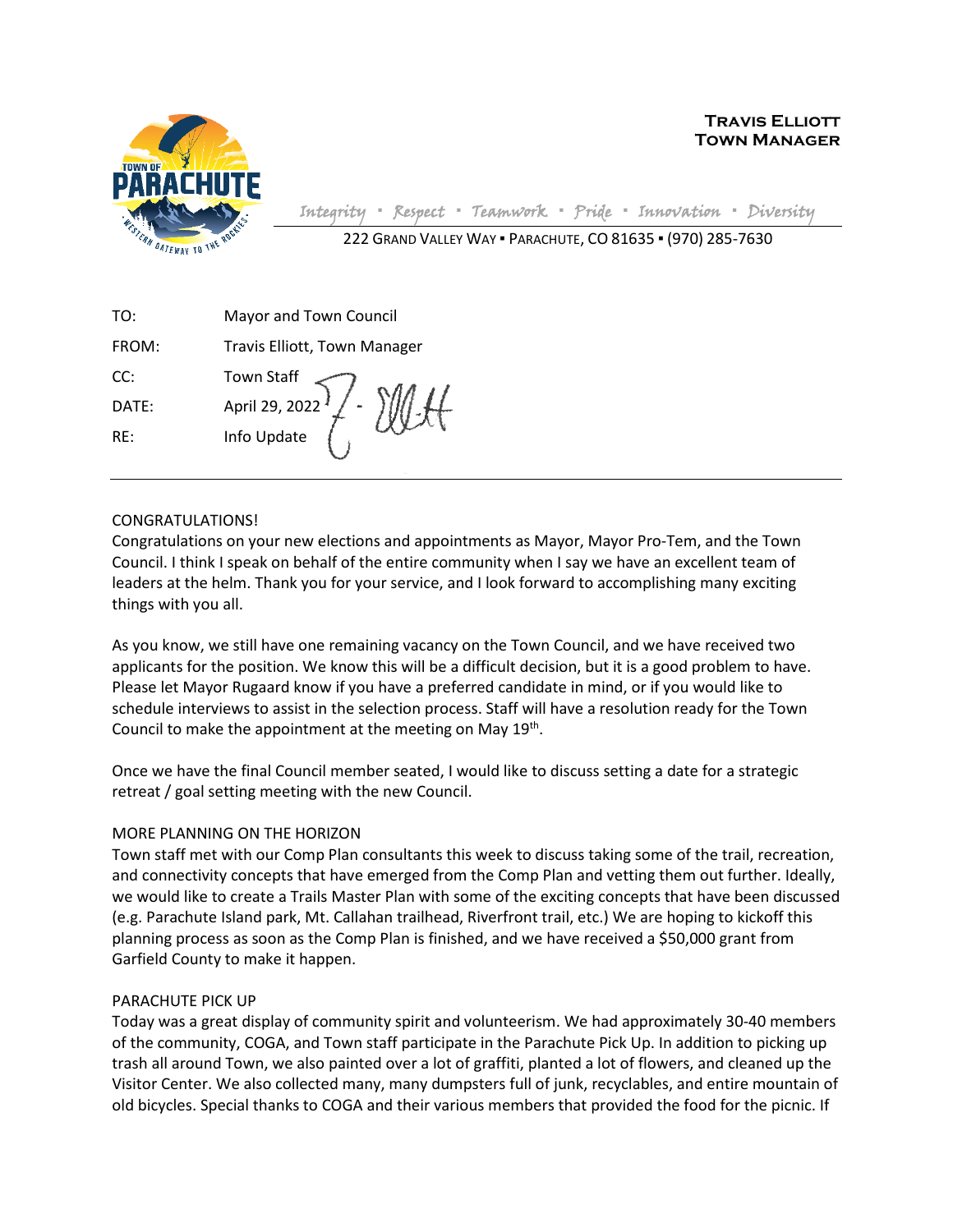**TRAVIS ELLIOTT**
**TOWN MANAGER**

*Integrity ▪ Respect ▪ Teamwork ▪ Pride ▪ Innovation ▪ Diversity*

222 GRAND VALLEY WAY ▪ PARACHUTE, CO 81635 ▪ (970) 285-7630

TO: Mayor and Town Council

FROM: Travis Elliott, Town Manager

CC: Town Staff

DATE: April 29, 2022

RE: Info Update

---

CONGRATULATIONS!

Congratulations on your new elections and appointments as Mayor, Mayor Pro-Tem, and the Town Council. I think I speak on behalf of the entire community when I say we have an excellent team of leaders at the helm. Thank you for your service, and I look forward to accomplishing many exciting things with you all.

As you know, we still have one remaining vacancy on the Town Council, and we have received two applicants for the position. We know this will be a difficult decision, but it is a good problem to have. Please let Mayor Rugaard know if you have a preferred candidate in mind, or if you would like to schedule interviews to assist in the selection process. Staff will have a resolution ready for the Town Council to make the appointment at the meeting on May 19th.

Once we have the final Council member seated, I would like to discuss setting a date for a strategic retreat / goal setting meeting with the new Council.

MORE PLANNING ON THE HORIZON

Town staff met with our Comp Plan consultants this week to discuss taking some of the trail, recreation, and connectivity concepts that have emerged from the Comp Plan and vetting them out further. Ideally, we would like to create a Trails Master Plan with some of the exciting concepts that have been discussed (e.g. Parachute Island park, Mt. Callahan trailhead, Riverfront trail, etc.) We are hoping to kickoff this planning process as soon as the Comp Plan is finished, and we have received a $50,000 grant from Garfield County to make it happen.

PARACHUTE PICK UP

Today was a great display of community spirit and volunteerism. We had approximately 30-40 members of the community, COGA, and Town staff participate in the Parachute Pick Up. In addition to picking up trash all around Town, we also painted over a lot of graffiti, planted a lot of flowers, and cleaned up the Visitor Center. We also collected many, many dumpsters full of junk, recyclables, and entire mountain of old bicycles. Special thanks to COGA and their various members that provided the food for the picnic. If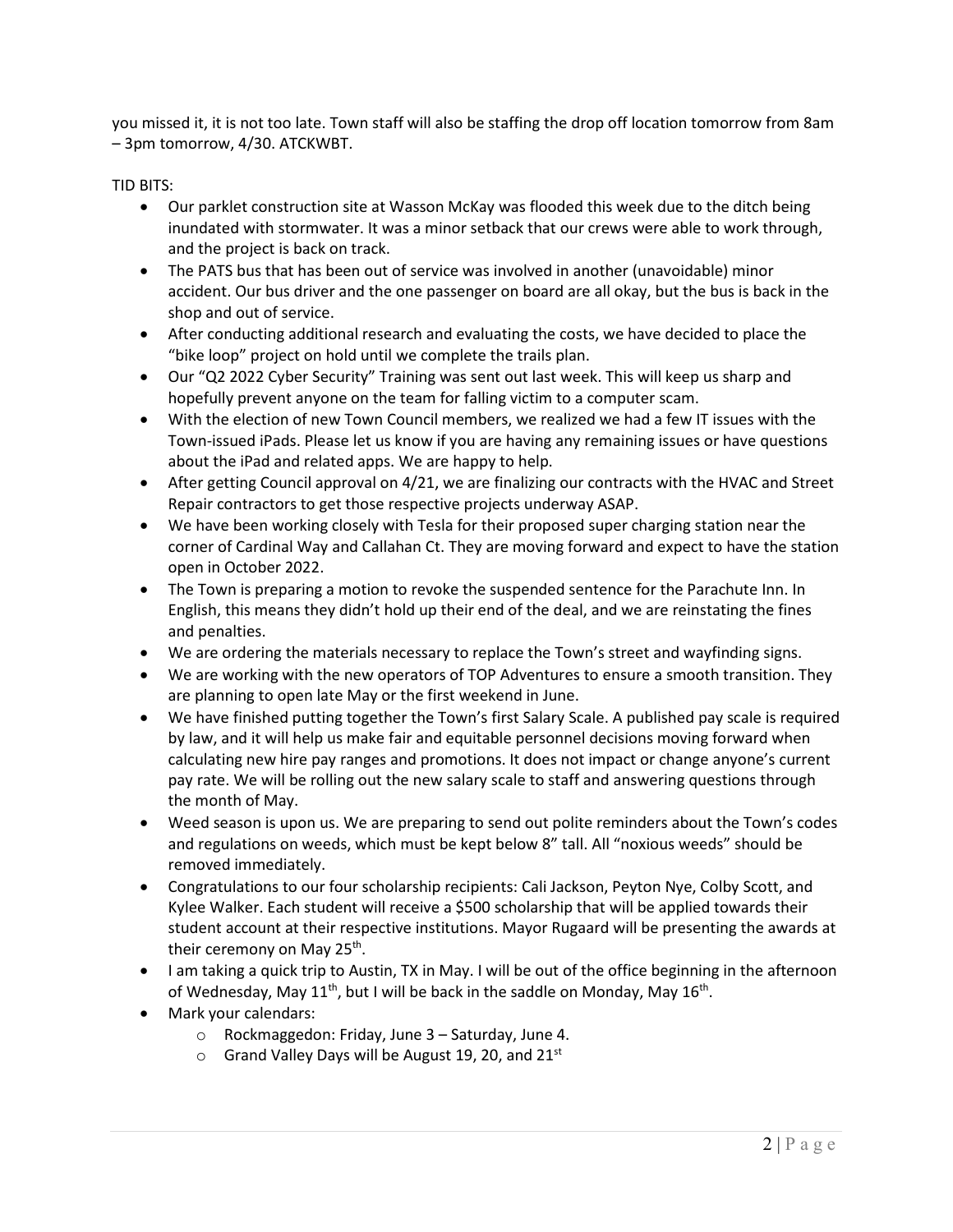you missed it, it is not too late. Town staff will also be staffing the drop off location tomorrow from 8am – 3pm tomorrow, 4/30. ATCKWBT.

TID BITS:

- Our parklet construction site at Wasson McKay was flooded this week due to the ditch being inundated with stormwater. It was a minor setback that our crews were able to work through, and the project is back on track.
- The PATS bus that has been out of service was involved in another (unavoidable) minor accident. Our bus driver and the one passenger on board are all okay, but the bus is back in the shop and out of service.
- After conducting additional research and evaluating the costs, we have decided to place the "bike loop" project on hold until we complete the trails plan.
- Our "Q2 2022 Cyber Security" Training was sent out last week. This will keep us sharp and hopefully prevent anyone on the team for falling victim to a computer scam.
- With the election of new Town Council members, we realized we had a few IT issues with the Town-issued iPads. Please let us know if you are having any remaining issues or have questions about the iPad and related apps. We are happy to help.
- After getting Council approval on 4/21, we are finalizing our contracts with the HVAC and Street Repair contractors to get those respective projects underway ASAP.
- We have been working closely with Tesla for their proposed super charging station near the corner of Cardinal Way and Callahan Ct. They are moving forward and expect to have the station open in October 2022.
- The Town is preparing a motion to revoke the suspended sentence for the Parachute Inn. In English, this means they didn't hold up their end of the deal, and we are reinstating the fines and penalties.
- We are ordering the materials necessary to replace the Town's street and wayfinding signs.
- We are working with the new operators of TOP Adventures to ensure a smooth transition. They are planning to open late May or the first weekend in June.
- We have finished putting together the Town's first Salary Scale. A published pay scale is required by law, and it will help us make fair and equitable personnel decisions moving forward when calculating new hire pay ranges and promotions. It does not impact or change anyone's current pay rate. We will be rolling out the new salary scale to staff and answering questions through the month of May.
- Weed season is upon us. We are preparing to send out polite reminders about the Town's codes and regulations on weeds, which must be kept below 8" tall. All "noxious weeds" should be removed immediately.
- Congratulations to our four scholarship recipients: Cali Jackson, Peyton Nye, Colby Scott, and Kylee Walker. Each student will receive a $500 scholarship that will be applied towards their student account at their respective institutions. Mayor Rugaard will be presenting the awards at their ceremony on May 25th.
- I am taking a quick trip to Austin, TX in May. I will be out of the office beginning in the afternoon of Wednesday, May 11th, but I will be back in the saddle on Monday, May 16th.
- Mark your calendars:
  - Rockmaggedon: Friday, June 3 – Saturday, June 4.
  - Grand Valley Days will be August 19, 20, and 21st